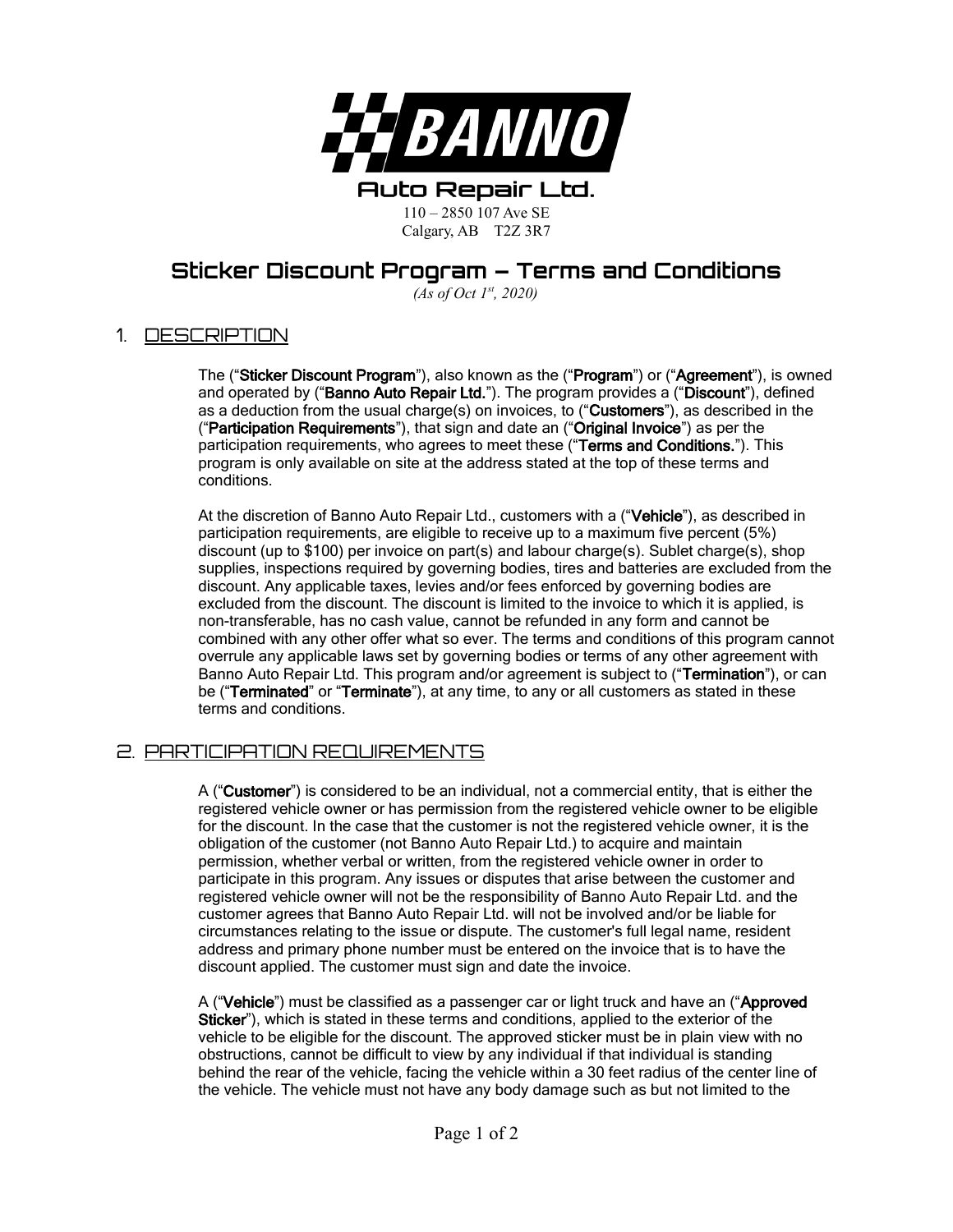# BANNO Auto Repair Ltd.

110 – 2850 107 Ave SE
Calgary, AB T2Z 3R7

# Sticker Discount Program – Terms and Conditions

*(As of Oct 1st, 2020)*

## 1. DESCRIPTION

The ("**Sticker Discount Program**"), also known as the ("**Program**") or ("**Agreement**"), is owned and operated by ("**Banno Auto Repair Ltd.**"). The program provides a ("**Discount**"), defined as a deduction from the usual charge(s) on invoices, to ("**Customers**"), as described in the ("**Participation Requirements**"), that sign and date an ("**Original Invoice**") as per the participation requirements, who agrees to meet these ("**Terms and Conditions.**"). This program is only available on site at the address stated at the top of these terms and conditions.

At the discretion of Banno Auto Repair Ltd., customers with a ("**Vehicle**"), as described in participation requirements, are eligible to receive up to a maximum five percent (5%) discount (up to $100) per invoice on part(s) and labour charge(s). Sublet charge(s), shop supplies, inspections required by governing bodies, tires and batteries are excluded from the discount. Any applicable taxes, levies and/or fees enforced by governing bodies are excluded from the discount. The discount is limited to the invoice to which it is applied, is non-transferable, has no cash value, cannot be refunded in any form and cannot be combined with any other offer what so ever. The terms and conditions of this program cannot overrule any applicable laws set by governing bodies or terms of any other agreement with Banno Auto Repair Ltd. This program and/or agreement is subject to ("**Termination**"), or can be ("**Terminated**" or "**Terminate**"), at any time, to any or all customers as stated in these terms and conditions.

## 2. PARTICIPATION REQUIREMENTS

A ("**Customer**") is considered to be an individual, not a commercial entity, that is either the registered vehicle owner or has permission from the registered vehicle owner to be eligible for the discount. In the case that the customer is not the registered vehicle owner, it is the obligation of the customer (not Banno Auto Repair Ltd.) to acquire and maintain permission, whether verbal or written, from the registered vehicle owner in order to participate in this program. Any issues or disputes that arise between the customer and registered vehicle owner will not be the responsibility of Banno Auto Repair Ltd. and the customer agrees that Banno Auto Repair Ltd. will not be involved and/or be liable for circumstances relating to the issue or dispute. The customer's full legal name, resident address and primary phone number must be entered on the invoice that is to have the discount applied. The customer must sign and date the invoice.

A ("**Vehicle**") must be classified as a passenger car or light truck and have an ("**Approved Sticker**"), which is stated in these terms and conditions, applied to the exterior of the vehicle to be eligible for the discount. The approved sticker must be in plain view with no obstructions, cannot be difficult to view by any individual if that individual is standing behind the rear of the vehicle, facing the vehicle within a 30 feet radius of the center line of the vehicle. The vehicle must not have any body damage such as but not limited to the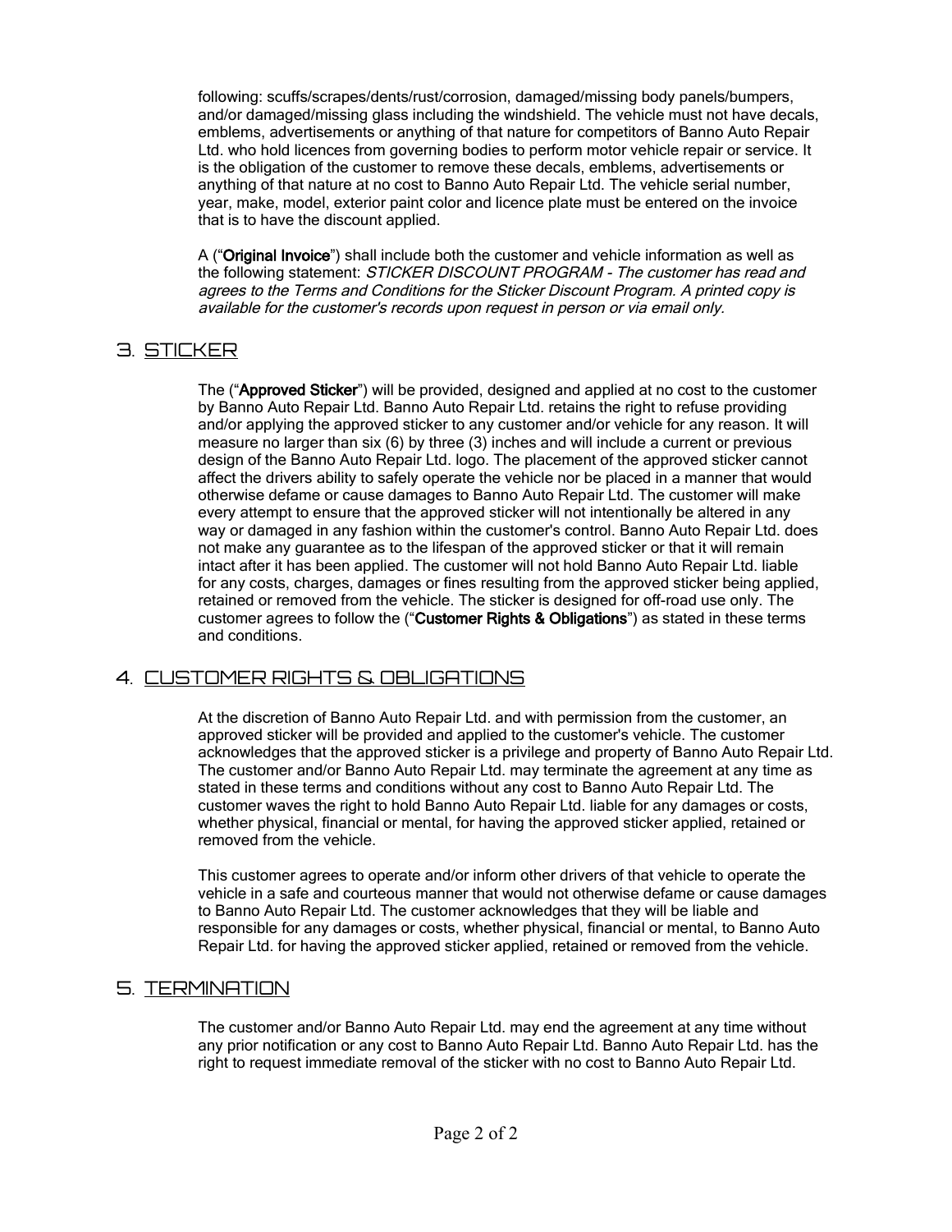following: scuffs/scrapes/dents/rust/corrosion, damaged/missing body panels/bumpers, and/or damaged/missing glass including the windshield. The vehicle must not have decals, emblems, advertisements or anything of that nature for competitors of Banno Auto Repair Ltd. who hold licences from governing bodies to perform motor vehicle repair or service. It is the obligation of the customer to remove these decals, emblems, advertisements or anything of that nature at no cost to Banno Auto Repair Ltd. The vehicle serial number, year, make, model, exterior paint color and licence plate must be entered on the invoice that is to have the discount applied.

A ("**Original Invoice**") shall include both the customer and vehicle information as well as the following statement: *STICKER DISCOUNT PROGRAM - The customer has read and agrees to the Terms and Conditions for the Sticker Discount Program. A printed copy is available for the customer's records upon request in person or via email only.*

## 3. STICKER

The ("**Approved Sticker**") will be provided, designed and applied at no cost to the customer by Banno Auto Repair Ltd. Banno Auto Repair Ltd. retains the right to refuse providing and/or applying the approved sticker to any customer and/or vehicle for any reason. It will measure no larger than six (6) by three (3) inches and will include a current or previous design of the Banno Auto Repair Ltd. logo. The placement of the approved sticker cannot affect the drivers ability to safely operate the vehicle nor be placed in a manner that would otherwise defame or cause damages to Banno Auto Repair Ltd. The customer will make every attempt to ensure that the approved sticker will not intentionally be altered in any way or damaged in any fashion within the customer's control. Banno Auto Repair Ltd. does not make any guarantee as to the lifespan of the approved sticker or that it will remain intact after it has been applied. The customer will not hold Banno Auto Repair Ltd. liable for any costs, charges, damages or fines resulting from the approved sticker being applied, retained or removed from the vehicle. The sticker is designed for off-road use only. The customer agrees to follow the ("**Customer Rights & Obligations**") as stated in these terms and conditions.

## 4. CUSTOMER RIGHTS & OBLIGATIONS

At the discretion of Banno Auto Repair Ltd. and with permission from the customer, an approved sticker will be provided and applied to the customer's vehicle. The customer acknowledges that the approved sticker is a privilege and property of Banno Auto Repair Ltd. The customer and/or Banno Auto Repair Ltd. may terminate the agreement at any time as stated in these terms and conditions without any cost to Banno Auto Repair Ltd. The customer waves the right to hold Banno Auto Repair Ltd. liable for any damages or costs, whether physical, financial or mental, for having the approved sticker applied, retained or removed from the vehicle.

This customer agrees to operate and/or inform other drivers of that vehicle to operate the vehicle in a safe and courteous manner that would not otherwise defame or cause damages to Banno Auto Repair Ltd. The customer acknowledges that they will be liable and responsible for any damages or costs, whether physical, financial or mental, to Banno Auto Repair Ltd. for having the approved sticker applied, retained or removed from the vehicle.

## 5. TERMINATION

The customer and/or Banno Auto Repair Ltd. may end the agreement at any time without any prior notification or any cost to Banno Auto Repair Ltd. Banno Auto Repair Ltd. has the right to request immediate removal of the sticker with no cost to Banno Auto Repair Ltd.